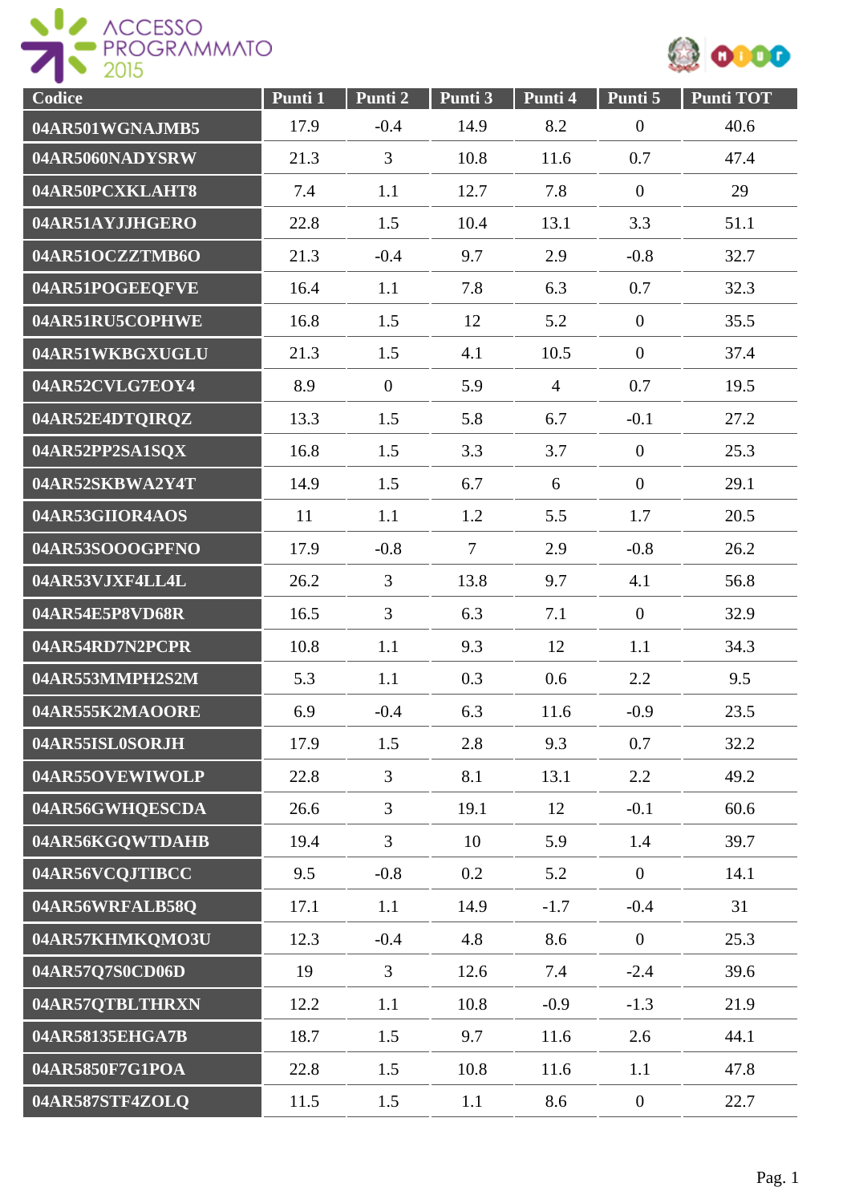ACCESSO PROGRAMMATO 2015

| Codice | Punti 1 | Punti 2 | Punti 3 | Punti 4 | Punti 5 | Punti TOT |
|---|---|---|---|---|---|---|
| 04AR501WGNAJMB5 | 17.9 | -0.4 | 14.9 | 8.2 | 0 | 40.6 |
| 04AR5060NADYSRW | 21.3 | 3 | 10.8 | 11.6 | 0.7 | 47.4 |
| 04AR50PCXKLAHT8 | 7.4 | 1.1 | 12.7 | 7.8 | 0 | 29 |
| 04AR51AYJJHGERO | 22.8 | 1.5 | 10.4 | 13.1 | 3.3 | 51.1 |
| 04AR51OCZZTMB6O | 21.3 | -0.4 | 9.7 | 2.9 | -0.8 | 32.7 |
| 04AR51POGEEQFVE | 16.4 | 1.1 | 7.8 | 6.3 | 0.7 | 32.3 |
| 04AR51RU5COPHWE | 16.8 | 1.5 | 12 | 5.2 | 0 | 35.5 |
| 04AR51WKBGXUGLU | 21.3 | 1.5 | 4.1 | 10.5 | 0 | 37.4 |
| 04AR52CVLG7EOY4 | 8.9 | 0 | 5.9 | 4 | 0.7 | 19.5 |
| 04AR52E4DTQIRQZ | 13.3 | 1.5 | 5.8 | 6.7 | -0.1 | 27.2 |
| 04AR52PP2SA1SQX | 16.8 | 1.5 | 3.3 | 3.7 | 0 | 25.3 |
| 04AR52SKBWA2Y4T | 14.9 | 1.5 | 6.7 | 6 | 0 | 29.1 |
| 04AR53GIIOR4AOS | 11 | 1.1 | 1.2 | 5.5 | 1.7 | 20.5 |
| 04AR53SOOOGPFNO | 17.9 | -0.8 | 7 | 2.9 | -0.8 | 26.2 |
| 04AR53VJXF4LL4L | 26.2 | 3 | 13.8 | 9.7 | 4.1 | 56.8 |
| 04AR54E5P8VD68R | 16.5 | 3 | 6.3 | 7.1 | 0 | 32.9 |
| 04AR54RD7N2PCPR | 10.8 | 1.1 | 9.3 | 12 | 1.1 | 34.3 |
| 04AR553MMPH2S2M | 5.3 | 1.1 | 0.3 | 0.6 | 2.2 | 9.5 |
| 04AR555K2MAOORE | 6.9 | -0.4 | 6.3 | 11.6 | -0.9 | 23.5 |
| 04AR55ISL0SORJH | 17.9 | 1.5 | 2.8 | 9.3 | 0.7 | 32.2 |
| 04AR55OVEWIWOLP | 22.8 | 3 | 8.1 | 13.1 | 2.2 | 49.2 |
| 04AR56GWHQESCDA | 26.6 | 3 | 19.1 | 12 | -0.1 | 60.6 |
| 04AR56KGQWTDAHB | 19.4 | 3 | 10 | 5.9 | 1.4 | 39.7 |
| 04AR56VCQJTIBCC | 9.5 | -0.8 | 0.2 | 5.2 | 0 | 14.1 |
| 04AR56WRFALB58Q | 17.1 | 1.1 | 14.9 | -1.7 | -0.4 | 31 |
| 04AR57KHMKQMO3U | 12.3 | -0.4 | 4.8 | 8.6 | 0 | 25.3 |
| 04AR57Q7S0CD06D | 19 | 3 | 12.6 | 7.4 | -2.4 | 39.6 |
| 04AR57QTBLTHRXN | 12.2 | 1.1 | 10.8 | -0.9 | -1.3 | 21.9 |
| 04AR58135EHGA7B | 18.7 | 1.5 | 9.7 | 11.6 | 2.6 | 44.1 |
| 04AR5850F7G1POA | 22.8 | 1.5 | 10.8 | 11.6 | 1.1 | 47.8 |
| 04AR587STF4ZOLQ | 11.5 | 1.5 | 1.1 | 8.6 | 0 | 22.7 |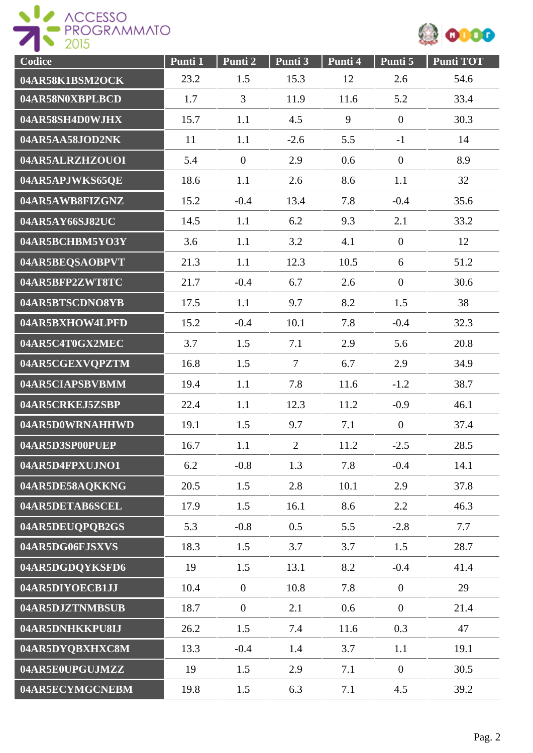| Codice | Punti 1 | Punti 2 | Punti 3 | Punti 4 | Punti 5 | Punti TOT |
|---|---|---|---|---|---|---|
| 04AR58K1BSM2OCK | 23.2 | 1.5 | 15.3 | 12 | 2.6 | 54.6 |
| 04AR58N0XBPLBCD | 1.7 | 3 | 11.9 | 11.6 | 5.2 | 33.4 |
| 04AR58SH4D0WJHX | 15.7 | 1.1 | 4.5 | 9 | 0 | 30.3 |
| 04AR5AA58JOD2NK | 11 | 1.1 | -2.6 | 5.5 | -1 | 14 |
| 04AR5ALRZHZOUOI | 5.4 | 0 | 2.9 | 0.6 | 0 | 8.9 |
| 04AR5APJWKS65QE | 18.6 | 1.1 | 2.6 | 8.6 | 1.1 | 32 |
| 04AR5AWB8FIZGNZ | 15.2 | -0.4 | 13.4 | 7.8 | -0.4 | 35.6 |
| 04AR5AY66SJ82UC | 14.5 | 1.1 | 6.2 | 9.3 | 2.1 | 33.2 |
| 04AR5BCHBM5YO3Y | 3.6 | 1.1 | 3.2 | 4.1 | 0 | 12 |
| 04AR5BEQSAOBPVT | 21.3 | 1.1 | 12.3 | 10.5 | 6 | 51.2 |
| 04AR5BFP2ZWT8TC | 21.7 | -0.4 | 6.7 | 2.6 | 0 | 30.6 |
| 04AR5BTSCDNO8YB | 17.5 | 1.1 | 9.7 | 8.2 | 1.5 | 38 |
| 04AR5BXHOW4LPFD | 15.2 | -0.4 | 10.1 | 7.8 | -0.4 | 32.3 |
| 04AR5C4T0GX2MEC | 3.7 | 1.5 | 7.1 | 2.9 | 5.6 | 20.8 |
| 04AR5CGEXVQPZTM | 16.8 | 1.5 | 7 | 6.7 | 2.9 | 34.9 |
| 04AR5CIAPSBVBMM | 19.4 | 1.1 | 7.8 | 11.6 | -1.2 | 38.7 |
| 04AR5CRKEJ5ZSBP | 22.4 | 1.1 | 12.3 | 11.2 | -0.9 | 46.1 |
| 04AR5D0WRNAHHWD | 19.1 | 1.5 | 9.7 | 7.1 | 0 | 37.4 |
| 04AR5D3SP00PUEP | 16.7 | 1.1 | 2 | 11.2 | -2.5 | 28.5 |
| 04AR5D4FPXUJNO1 | 6.2 | -0.8 | 1.3 | 7.8 | -0.4 | 14.1 |
| 04AR5DE58AQKKNG | 20.5 | 1.5 | 2.8 | 10.1 | 2.9 | 37.8 |
| 04AR5DETAB6SCEL | 17.9 | 1.5 | 16.1 | 8.6 | 2.2 | 46.3 |
| 04AR5DEUQPQB2GS | 5.3 | -0.8 | 0.5 | 5.5 | -2.8 | 7.7 |
| 04AR5DG06FJSXVS | 18.3 | 1.5 | 3.7 | 3.7 | 1.5 | 28.7 |
| 04AR5DGDQYKSFD6 | 19 | 1.5 | 13.1 | 8.2 | -0.4 | 41.4 |
| 04AR5DIYOECB1JJ | 10.4 | 0 | 10.8 | 7.8 | 0 | 29 |
| 04AR5DJZTNMBSUB | 18.7 | 0 | 2.1 | 0.6 | 0 | 21.4 |
| 04AR5DNHKKPU8IJ | 26.2 | 1.5 | 7.4 | 11.6 | 0.3 | 47 |
| 04AR5DYQBXHXC8M | 13.3 | -0.4 | 1.4 | 3.7 | 1.1 | 19.1 |
| 04AR5E0UPGUJMZZ | 19 | 1.5 | 2.9 | 7.1 | 0 | 30.5 |
| 04AR5ECYMGCNEBM | 19.8 | 1.5 | 6.3 | 7.1 | 4.5 | 39.2 |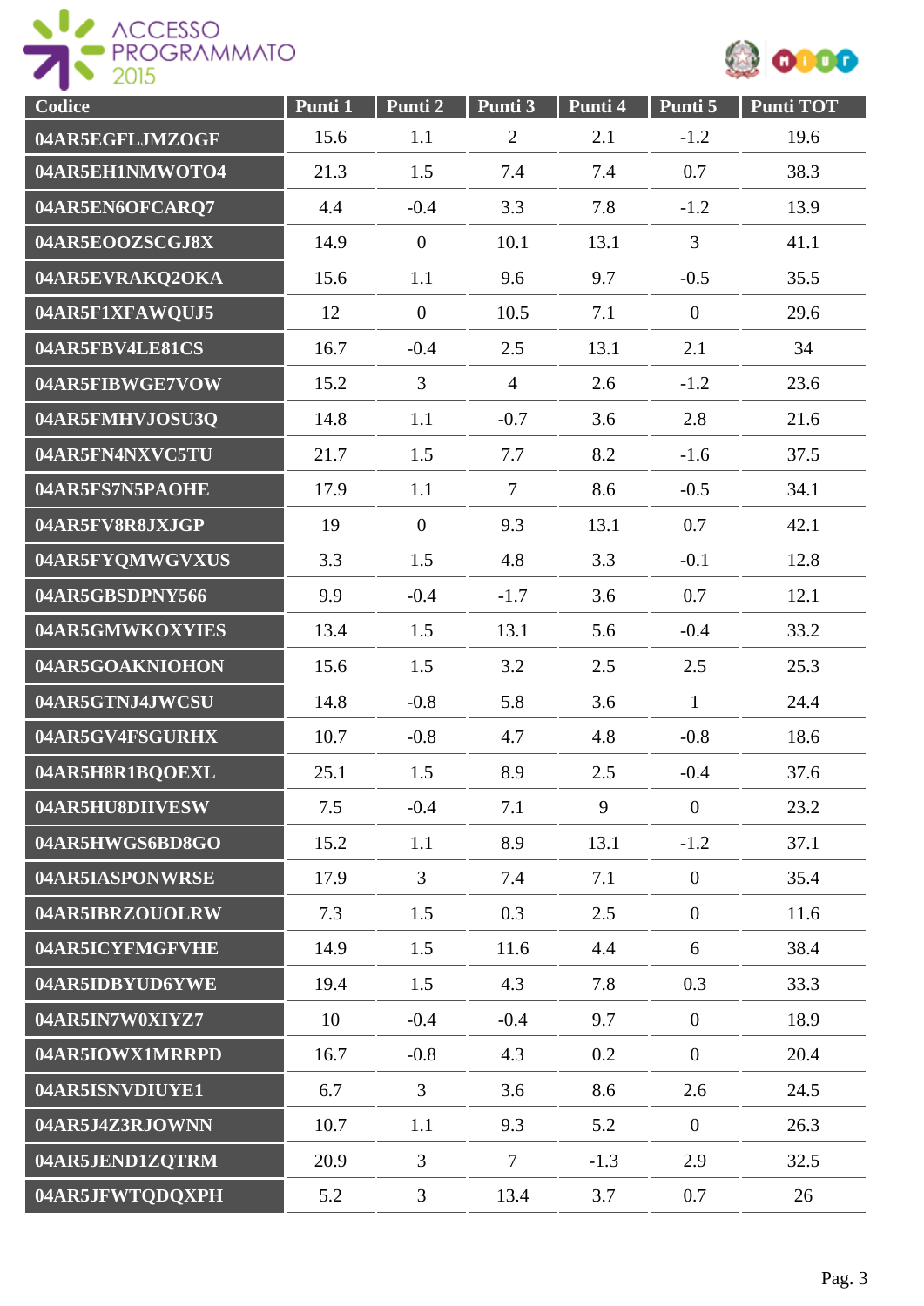| Codice | Punti 1 | Punti 2 | Punti 3 | Punti 4 | Punti 5 | Punti TOT |
|---|---|---|---|---|---|---|
| 04AR5EGFLJMZOGF | 15.6 | 1.1 | 2 | 2.1 | -1.2 | 19.6 |
| 04AR5EH1NMWOTO4 | 21.3 | 1.5 | 7.4 | 7.4 | 0.7 | 38.3 |
| 04AR5EN6OFCARQ7 | 4.4 | -0.4 | 3.3 | 7.8 | -1.2 | 13.9 |
| 04AR5EOOZSCGJ8X | 14.9 | 0 | 10.1 | 13.1 | 3 | 41.1 |
| 04AR5EVRAKQ2OKA | 15.6 | 1.1 | 9.6 | 9.7 | -0.5 | 35.5 |
| 04AR5F1XFAWQUJ5 | 12 | 0 | 10.5 | 7.1 | 0 | 29.6 |
| 04AR5FBV4LE81CS | 16.7 | -0.4 | 2.5 | 13.1 | 2.1 | 34 |
| 04AR5FIBWGE7VOW | 15.2 | 3 | 4 | 2.6 | -1.2 | 23.6 |
| 04AR5FMHVJOSU3Q | 14.8 | 1.1 | -0.7 | 3.6 | 2.8 | 21.6 |
| 04AR5FN4NXVC5TU | 21.7 | 1.5 | 7.7 | 8.2 | -1.6 | 37.5 |
| 04AR5FS7N5PAOHE | 17.9 | 1.1 | 7 | 8.6 | -0.5 | 34.1 |
| 04AR5FV8R8JXJGP | 19 | 0 | 9.3 | 13.1 | 0.7 | 42.1 |
| 04AR5FYQMWGVXUS | 3.3 | 1.5 | 4.8 | 3.3 | -0.1 | 12.8 |
| 04AR5GBSDPNY566 | 9.9 | -0.4 | -1.7 | 3.6 | 0.7 | 12.1 |
| 04AR5GMWKOXYIES | 13.4 | 1.5 | 13.1 | 5.6 | -0.4 | 33.2 |
| 04AR5GOAKNIOHON | 15.6 | 1.5 | 3.2 | 2.5 | 2.5 | 25.3 |
| 04AR5GTNJ4JWCSU | 14.8 | -0.8 | 5.8 | 3.6 | 1 | 24.4 |
| 04AR5GV4FSGURHX | 10.7 | -0.8 | 4.7 | 4.8 | -0.8 | 18.6 |
| 04AR5H8R1BQOEXL | 25.1 | 1.5 | 8.9 | 2.5 | -0.4 | 37.6 |
| 04AR5HU8DIIVESW | 7.5 | -0.4 | 7.1 | 9 | 0 | 23.2 |
| 04AR5HWGS6BD8GO | 15.2 | 1.1 | 8.9 | 13.1 | -1.2 | 37.1 |
| 04AR5IASPONWRSE | 17.9 | 3 | 7.4 | 7.1 | 0 | 35.4 |
| 04AR5IBRZOUOLRW | 7.3 | 1.5 | 0.3 | 2.5 | 0 | 11.6 |
| 04AR5ICYFMGFVHE | 14.9 | 1.5 | 11.6 | 4.4 | 6 | 38.4 |
| 04AR5IDBYUD6YWE | 19.4 | 1.5 | 4.3 | 7.8 | 0.3 | 33.3 |
| 04AR5IN7W0XIYZ7 | 10 | -0.4 | -0.4 | 9.7 | 0 | 18.9 |
| 04AR5IOWX1MRRPD | 16.7 | -0.8 | 4.3 | 0.2 | 0 | 20.4 |
| 04AR5ISNVDIUYE1 | 6.7 | 3 | 3.6 | 8.6 | 2.6 | 24.5 |
| 04AR5J4Z3RJOWNN | 10.7 | 1.1 | 9.3 | 5.2 | 0 | 26.3 |
| 04AR5JEND1ZQTRM | 20.9 | 3 | 7 | -1.3 | 2.9 | 32.5 |
| 04AR5JFWTQDQXPH | 5.2 | 3 | 13.4 | 3.7 | 0.7 | 26 |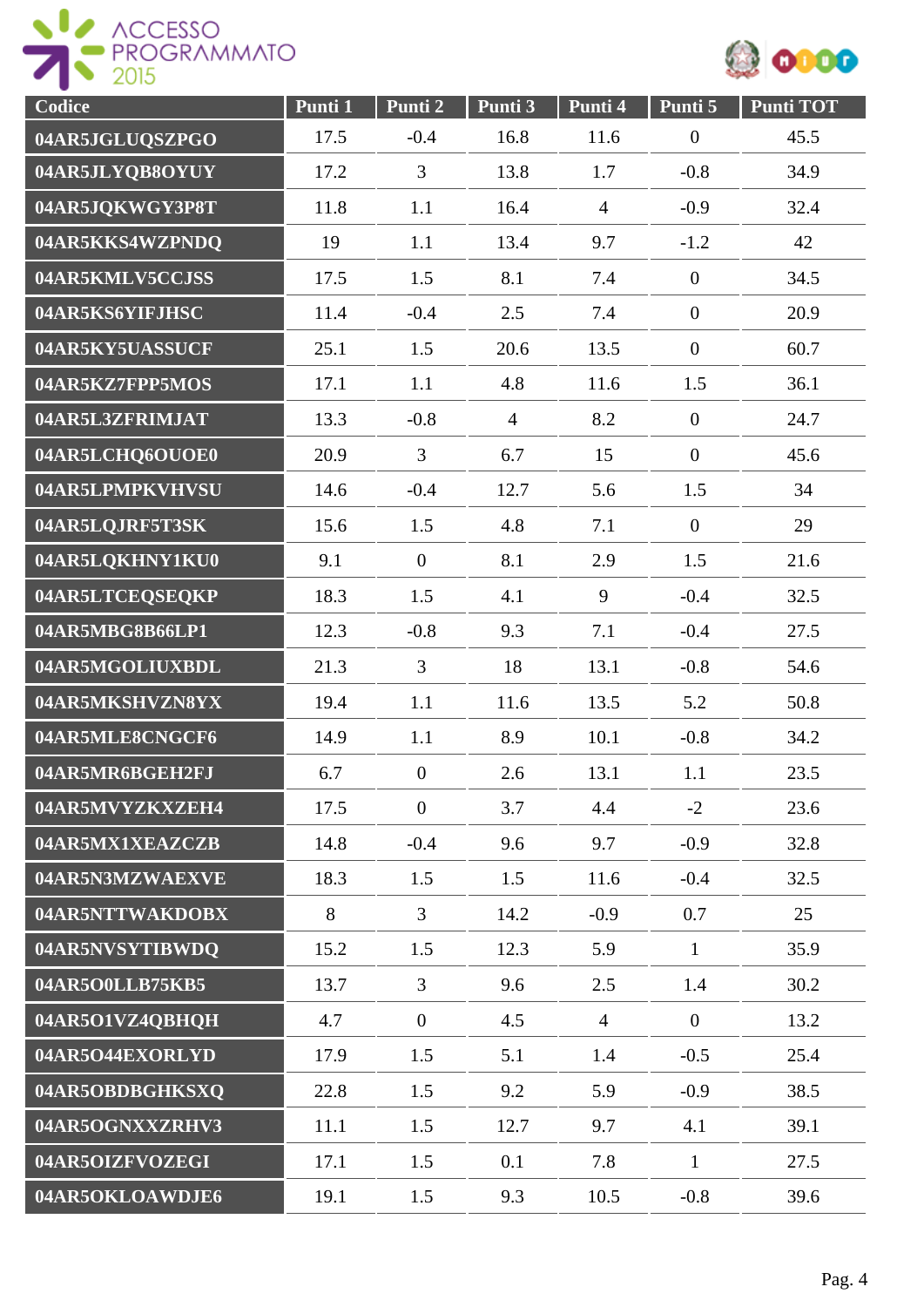| Codice | Punti 1 | Punti 2 | Punti 3 | Punti 4 | Punti 5 | Punti TOT |
|---|---|---|---|---|---|---|
| 04AR5JGLUQSZPGO | 17.5 | -0.4 | 16.8 | 11.6 | 0 | 45.5 |
| 04AR5JLYQB8OYUY | 17.2 | 3 | 13.8 | 1.7 | -0.8 | 34.9 |
| 04AR5JQKWGY3P8T | 11.8 | 1.1 | 16.4 | 4 | -0.9 | 32.4 |
| 04AR5KKS4WZPNDQ | 19 | 1.1 | 13.4 | 9.7 | -1.2 | 42 |
| 04AR5KMLV5CCJSS | 17.5 | 1.5 | 8.1 | 7.4 | 0 | 34.5 |
| 04AR5KS6YIFJHSC | 11.4 | -0.4 | 2.5 | 7.4 | 0 | 20.9 |
| 04AR5KY5UASSUCF | 25.1 | 1.5 | 20.6 | 13.5 | 0 | 60.7 |
| 04AR5KZ7FPP5MOS | 17.1 | 1.1 | 4.8 | 11.6 | 1.5 | 36.1 |
| 04AR5L3ZFRIMJAT | 13.3 | -0.8 | 4 | 8.2 | 0 | 24.7 |
| 04AR5LCHQ6OUOE0 | 20.9 | 3 | 6.7 | 15 | 0 | 45.6 |
| 04AR5LPMPKVHVSU | 14.6 | -0.4 | 12.7 | 5.6 | 1.5 | 34 |
| 04AR5LQJRF5T3SK | 15.6 | 1.5 | 4.8 | 7.1 | 0 | 29 |
| 04AR5LQKHNY1KU0 | 9.1 | 0 | 8.1 | 2.9 | 1.5 | 21.6 |
| 04AR5LTCEQSEQKP | 18.3 | 1.5 | 4.1 | 9 | -0.4 | 32.5 |
| 04AR5MBG8B66LP1 | 12.3 | -0.8 | 9.3 | 7.1 | -0.4 | 27.5 |
| 04AR5MGOLIUXBDL | 21.3 | 3 | 18 | 13.1 | -0.8 | 54.6 |
| 04AR5MKSHVZN8YX | 19.4 | 1.1 | 11.6 | 13.5 | 5.2 | 50.8 |
| 04AR5MLE8CNGCF6 | 14.9 | 1.1 | 8.9 | 10.1 | -0.8 | 34.2 |
| 04AR5MR6BGEH2FJ | 6.7 | 0 | 2.6 | 13.1 | 1.1 | 23.5 |
| 04AR5MVYZKXZEH4 | 17.5 | 0 | 3.7 | 4.4 | -2 | 23.6 |
| 04AR5MX1XEAZCZB | 14.8 | -0.4 | 9.6 | 9.7 | -0.9 | 32.8 |
| 04AR5N3MZWAEXVE | 18.3 | 1.5 | 1.5 | 11.6 | -0.4 | 32.5 |
| 04AR5NTTWAKDOBX | 8 | 3 | 14.2 | -0.9 | 0.7 | 25 |
| 04AR5NVSYTIBWDQ | 15.2 | 1.5 | 12.3 | 5.9 | 1 | 35.9 |
| 04AR5O0LLB75KB5 | 13.7 | 3 | 9.6 | 2.5 | 1.4 | 30.2 |
| 04AR5O1VZ4QBHQH | 4.7 | 0 | 4.5 | 4 | 0 | 13.2 |
| 04AR5O44EXORLYD | 17.9 | 1.5 | 5.1 | 1.4 | -0.5 | 25.4 |
| 04AR5OBDBGHKSXQ | 22.8 | 1.5 | 9.2 | 5.9 | -0.9 | 38.5 |
| 04AR5OGNXXZRHV3 | 11.1 | 1.5 | 12.7 | 9.7 | 4.1 | 39.1 |
| 04AR5OIZFVOZEGI | 17.1 | 1.5 | 0.1 | 7.8 | 1 | 27.5 |
| 04AR5OKLOAWDJE6 | 19.1 | 1.5 | 9.3 | 10.5 | -0.8 | 39.6 |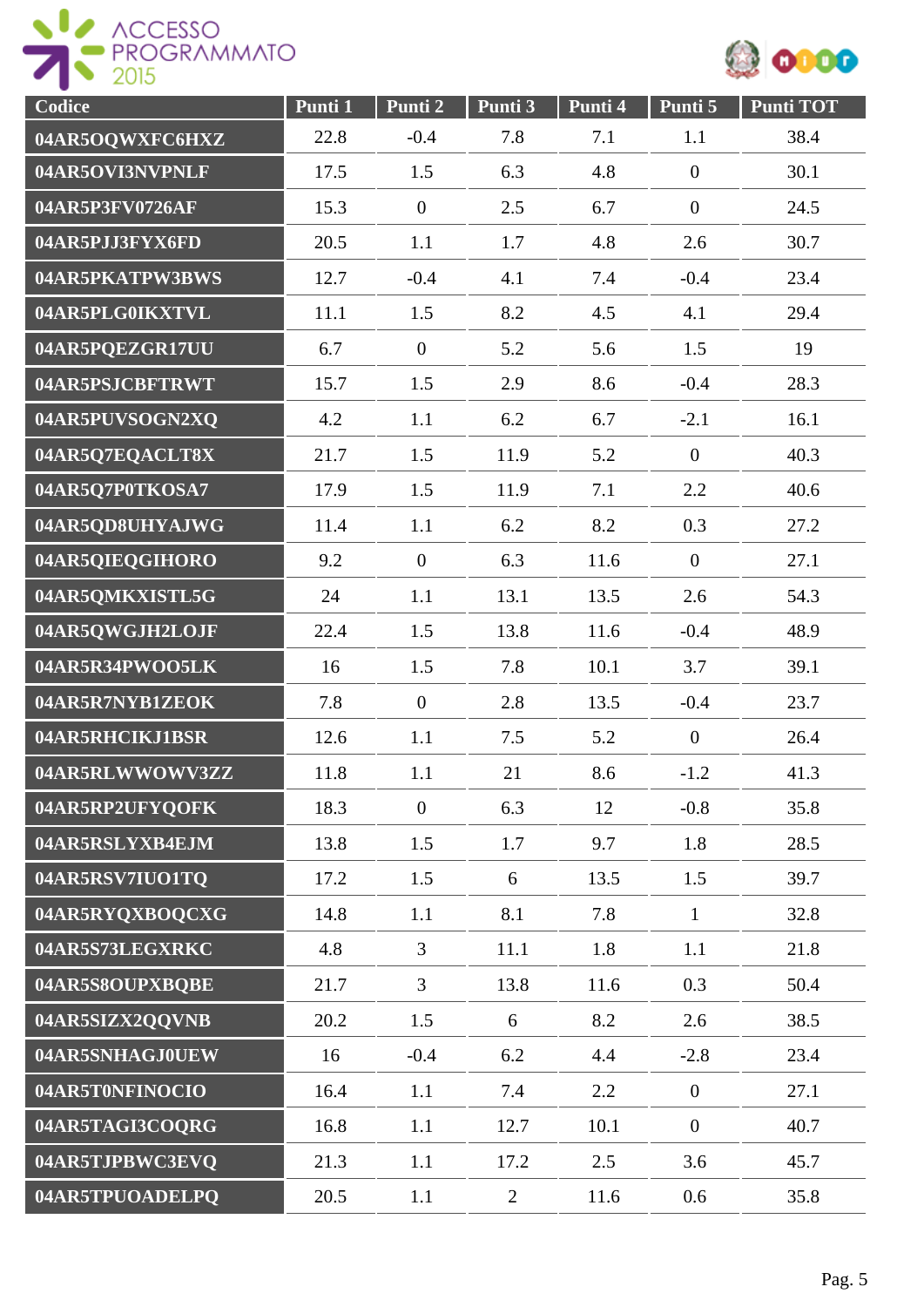| Codice | Punti 1 | Punti 2 | Punti 3 | Punti 4 | Punti 5 | Punti TOT |
|---|---|---|---|---|---|---|
| 04AR5OQWXFC6HXZ | 22.8 | -0.4 | 7.8 | 7.1 | 1.1 | 38.4 |
| 04AR5OVI3NVPNLF | 17.5 | 1.5 | 6.3 | 4.8 | 0 | 30.1 |
| 04AR5P3FV0726AF | 15.3 | 0 | 2.5 | 6.7 | 0 | 24.5 |
| 04AR5PJJ3FYX6FD | 20.5 | 1.1 | 1.7 | 4.8 | 2.6 | 30.7 |
| 04AR5PKATPW3BWS | 12.7 | -0.4 | 4.1 | 7.4 | -0.4 | 23.4 |
| 04AR5PLG0IKXTVL | 11.1 | 1.5 | 8.2 | 4.5 | 4.1 | 29.4 |
| 04AR5PQEZGR17UU | 6.7 | 0 | 5.2 | 5.6 | 1.5 | 19 |
| 04AR5PSJCBFTRWT | 15.7 | 1.5 | 2.9 | 8.6 | -0.4 | 28.3 |
| 04AR5PUVSOGN2XQ | 4.2 | 1.1 | 6.2 | 6.7 | -2.1 | 16.1 |
| 04AR5Q7EQACLT8X | 21.7 | 1.5 | 11.9 | 5.2 | 0 | 40.3 |
| 04AR5Q7P0TKOSA7 | 17.9 | 1.5 | 11.9 | 7.1 | 2.2 | 40.6 |
| 04AR5QD8UHYAJWG | 11.4 | 1.1 | 6.2 | 8.2 | 0.3 | 27.2 |
| 04AR5QIEQGIHORO | 9.2 | 0 | 6.3 | 11.6 | 0 | 27.1 |
| 04AR5QMKXISTL5G | 24 | 1.1 | 13.1 | 13.5 | 2.6 | 54.3 |
| 04AR5QWGJH2LOJF | 22.4 | 1.5 | 13.8 | 11.6 | -0.4 | 48.9 |
| 04AR5R34PWOO5LK | 16 | 1.5 | 7.8 | 10.1 | 3.7 | 39.1 |
| 04AR5R7NYB1ZEOK | 7.8 | 0 | 2.8 | 13.5 | -0.4 | 23.7 |
| 04AR5RHCIKJ1BSR | 12.6 | 1.1 | 7.5 | 5.2 | 0 | 26.4 |
| 04AR5RLWWOWV3ZZ | 11.8 | 1.1 | 21 | 8.6 | -1.2 | 41.3 |
| 04AR5RP2UFYQOFK | 18.3 | 0 | 6.3 | 12 | -0.8 | 35.8 |
| 04AR5RSLYXB4EJM | 13.8 | 1.5 | 1.7 | 9.7 | 1.8 | 28.5 |
| 04AR5RSV7IUO1TQ | 17.2 | 1.5 | 6 | 13.5 | 1.5 | 39.7 |
| 04AR5RYQXBOQCXG | 14.8 | 1.1 | 8.1 | 7.8 | 1 | 32.8 |
| 04AR5S73LEGXRKC | 4.8 | 3 | 11.1 | 1.8 | 1.1 | 21.8 |
| 04AR5S8OUPXBQBE | 21.7 | 3 | 13.8 | 11.6 | 0.3 | 50.4 |
| 04AR5SIZX2QQVNB | 20.2 | 1.5 | 6 | 8.2 | 2.6 | 38.5 |
| 04AR5SNHAGJ0UEW | 16 | -0.4 | 6.2 | 4.4 | -2.8 | 23.4 |
| 04AR5T0NFINOCIO | 16.4 | 1.1 | 7.4 | 2.2 | 0 | 27.1 |
| 04AR5TAGI3COQRG | 16.8 | 1.1 | 12.7 | 10.1 | 0 | 40.7 |
| 04AR5TJPBWC3EVQ | 21.3 | 1.1 | 17.2 | 2.5 | 3.6 | 45.7 |
| 04AR5TPUOADELPQ | 20.5 | 1.1 | 2 | 11.6 | 0.6 | 35.8 |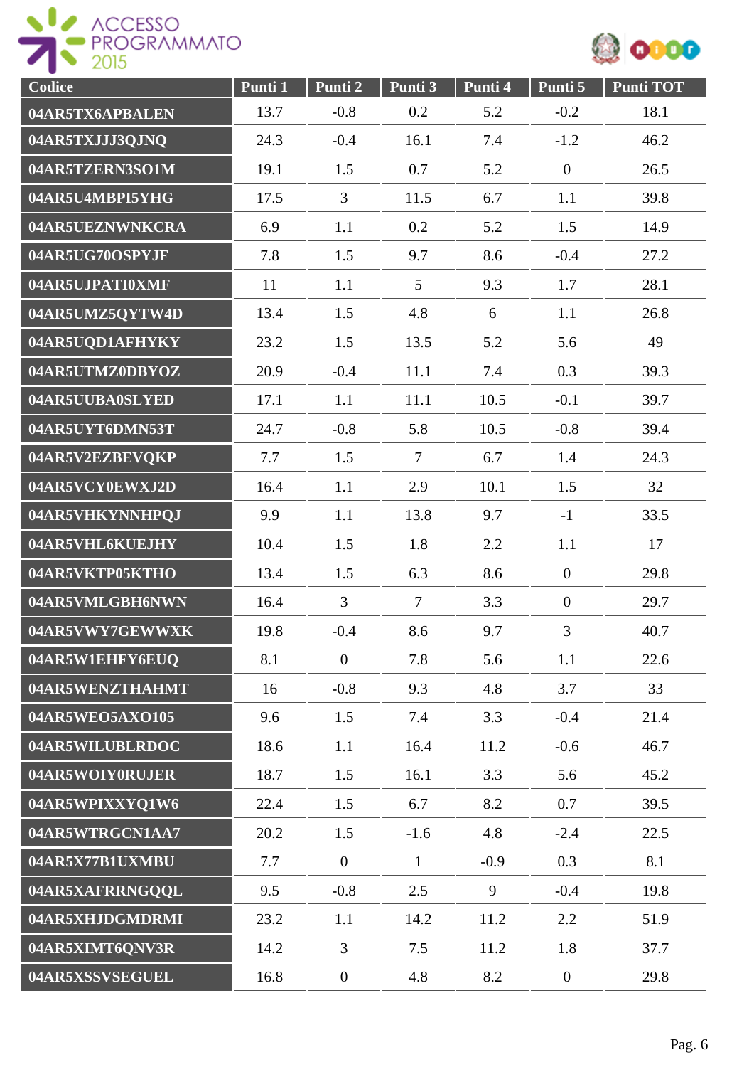| Codice | Punti 1 | Punti 2 | Punti 3 | Punti 4 | Punti 5 | Punti TOT |
|---|---|---|---|---|---|---|
| 04AR5TX6APBALEN | 13.7 | -0.8 | 0.2 | 5.2 | -0.2 | 18.1 |
| 04AR5TXJJJ3QJNQ | 24.3 | -0.4 | 16.1 | 7.4 | -1.2 | 46.2 |
| 04AR5TZERN3SO1M | 19.1 | 1.5 | 0.7 | 5.2 | 0 | 26.5 |
| 04AR5U4MBPI5YHG | 17.5 | 3 | 11.5 | 6.7 | 1.1 | 39.8 |
| 04AR5UEZNWNKCRA | 6.9 | 1.1 | 0.2 | 5.2 | 1.5 | 14.9 |
| 04AR5UG70OSPYJF | 7.8 | 1.5 | 9.7 | 8.6 | -0.4 | 27.2 |
| 04AR5UJPATI0XMF | 11 | 1.1 | 5 | 9.3 | 1.7 | 28.1 |
| 04AR5UMZ5QYTW4D | 13.4 | 1.5 | 4.8 | 6 | 1.1 | 26.8 |
| 04AR5UQD1AFHYKY | 23.2 | 1.5 | 13.5 | 5.2 | 5.6 | 49 |
| 04AR5UTMZ0DBYOZ | 20.9 | -0.4 | 11.1 | 7.4 | 0.3 | 39.3 |
| 04AR5UUBA0SLYED | 17.1 | 1.1 | 11.1 | 10.5 | -0.1 | 39.7 |
| 04AR5UYT6DMN53T | 24.7 | -0.8 | 5.8 | 10.5 | -0.8 | 39.4 |
| 04AR5V2EZBEVQKP | 7.7 | 1.5 | 7 | 6.7 | 1.4 | 24.3 |
| 04AR5VCY0EWXJ2D | 16.4 | 1.1 | 2.9 | 10.1 | 1.5 | 32 |
| 04AR5VHKYNNHPQJ | 9.9 | 1.1 | 13.8 | 9.7 | -1 | 33.5 |
| 04AR5VHL6KUEJHY | 10.4 | 1.5 | 1.8 | 2.2 | 1.1 | 17 |
| 04AR5VKTP05KTHO | 13.4 | 1.5 | 6.3 | 8.6 | 0 | 29.8 |
| 04AR5VMLGBH6NWN | 16.4 | 3 | 7 | 3.3 | 0 | 29.7 |
| 04AR5VWY7GEWWXK | 19.8 | -0.4 | 8.6 | 9.7 | 3 | 40.7 |
| 04AR5W1EHFY6EUQ | 8.1 | 0 | 7.8 | 5.6 | 1.1 | 22.6 |
| 04AR5WENZTHAHMT | 16 | -0.8 | 9.3 | 4.8 | 3.7 | 33 |
| 04AR5WEO5AXO105 | 9.6 | 1.5 | 7.4 | 3.3 | -0.4 | 21.4 |
| 04AR5WILUBLRDOC | 18.6 | 1.1 | 16.4 | 11.2 | -0.6 | 46.7 |
| 04AR5WOIY0RUJER | 18.7 | 1.5 | 16.1 | 3.3 | 5.6 | 45.2 |
| 04AR5WPIXXYQ1W6 | 22.4 | 1.5 | 6.7 | 8.2 | 0.7 | 39.5 |
| 04AR5WTRGCN1AA7 | 20.2 | 1.5 | -1.6 | 4.8 | -2.4 | 22.5 |
| 04AR5X77B1UXMBU | 7.7 | 0 | 1 | -0.9 | 0.3 | 8.1 |
| 04AR5XAFRRNGQQL | 9.5 | -0.8 | 2.5 | 9 | -0.4 | 19.8 |
| 04AR5XHJDGMDRMI | 23.2 | 1.1 | 14.2 | 11.2 | 2.2 | 51.9 |
| 04AR5XIMT6QNV3R | 14.2 | 3 | 7.5 | 11.2 | 1.8 | 37.7 |
| 04AR5XSSVSEGUEL | 16.8 | 0 | 4.8 | 8.2 | 0 | 29.8 |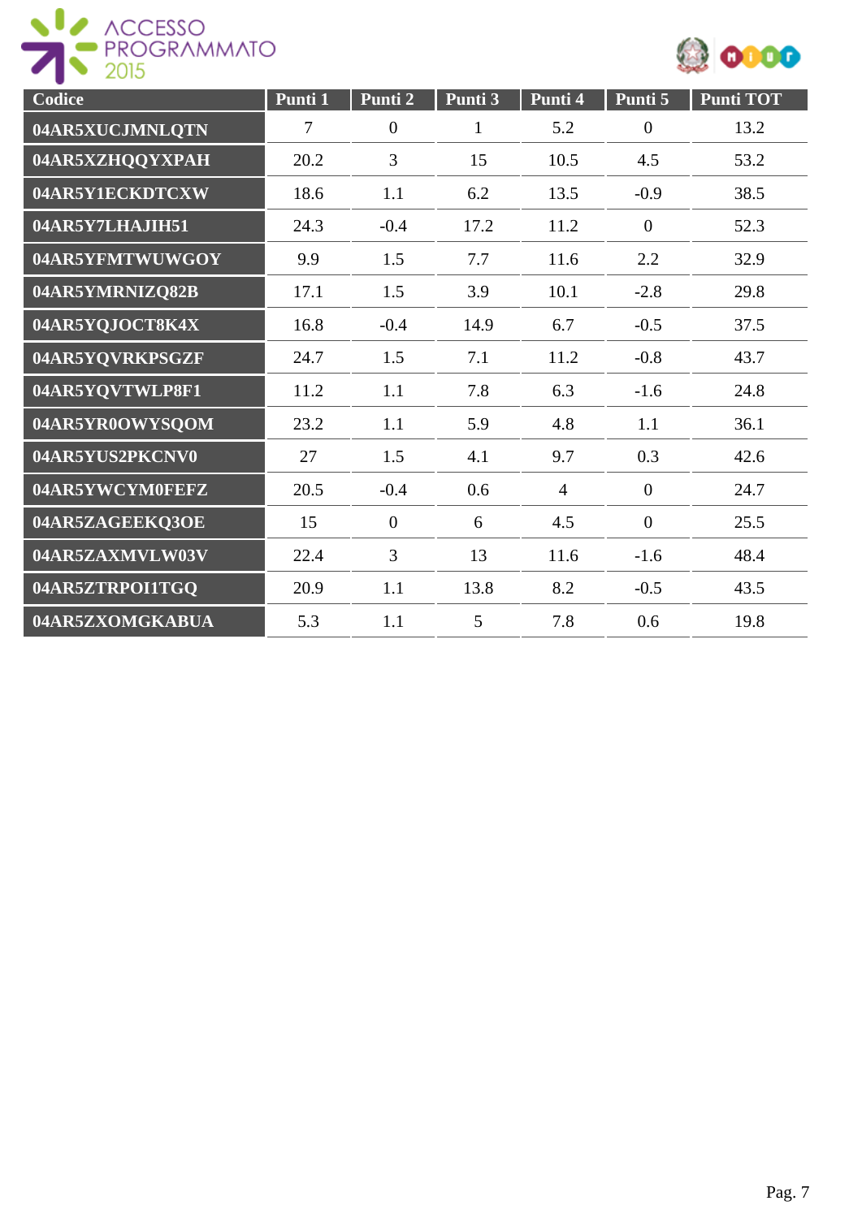| Codice | Punti 1 | Punti 2 | Punti 3 | Punti 4 | Punti 5 | Punti TOT |
|---|---|---|---|---|---|---|
| 04AR5XUCJMNLQTN | 7 | 0 | 1 | 5.2 | 0 | 13.2 |
| 04AR5XZHQQYXPAH | 20.2 | 3 | 15 | 10.5 | 4.5 | 53.2 |
| 04AR5Y1ECKDTCXW | 18.6 | 1.1 | 6.2 | 13.5 | -0.9 | 38.5 |
| 04AR5Y7LHAJIH51 | 24.3 | -0.4 | 17.2 | 11.2 | 0 | 52.3 |
| 04AR5YFMTWUWGOY | 9.9 | 1.5 | 7.7 | 11.6 | 2.2 | 32.9 |
| 04AR5YMRNIZQ82B | 17.1 | 1.5 | 3.9 | 10.1 | -2.8 | 29.8 |
| 04AR5YQJOCT8K4X | 16.8 | -0.4 | 14.9 | 6.7 | -0.5 | 37.5 |
| 04AR5YQVRKPSGZF | 24.7 | 1.5 | 7.1 | 11.2 | -0.8 | 43.7 |
| 04AR5YQVTWLP8F1 | 11.2 | 1.1 | 7.8 | 6.3 | -1.6 | 24.8 |
| 04AR5YR0OWYSQOM | 23.2 | 1.1 | 5.9 | 4.8 | 1.1 | 36.1 |
| 04AR5YUS2PKCNV0 | 27 | 1.5 | 4.1 | 9.7 | 0.3 | 42.6 |
| 04AR5YWCYM0FEFZ | 20.5 | -0.4 | 0.6 | 4 | 0 | 24.7 |
| 04AR5ZAGEEKQ3OE | 15 | 0 | 6 | 4.5 | 0 | 25.5 |
| 04AR5ZAXMVLW03V | 22.4 | 3 | 13 | 11.6 | -1.6 | 48.4 |
| 04AR5ZTRPOI1TGQ | 20.9 | 1.1 | 13.8 | 8.2 | -0.5 | 43.5 |
| 04AR5ZXOMGKABUA | 5.3 | 1.1 | 5 | 7.8 | 0.6 | 19.8 |